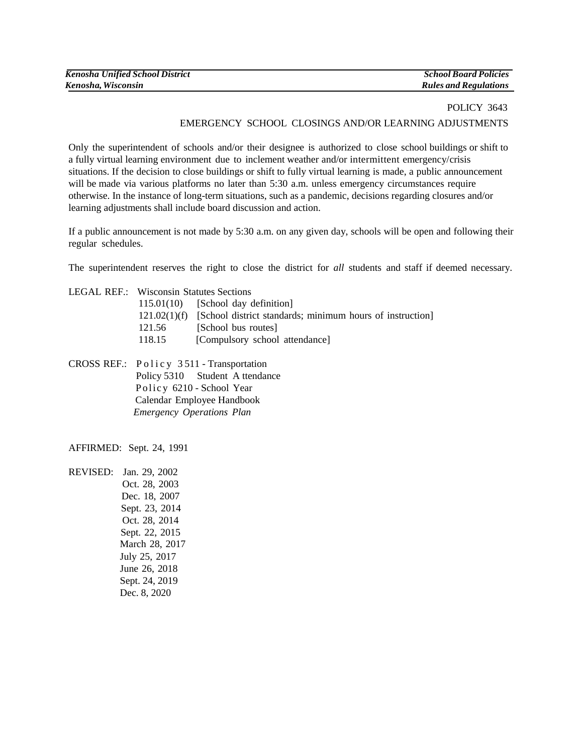POLICY 3643

# EMERGENCY SCHOOL CLOSINGS AND/OR LEARNING ADJUSTMENTS

Only the superintendent of schools and/or their designee is authorized to close school buildings or shift to a fully virtual learning environment due to inclement weather and/or intermittent emergency/crisis situations. If the decision to close buildings or shift to fully virtual learning is made, a public announcement will be made via various platforms no later than 5:30 a.m. unless emergency circumstances require otherwise. In the instance of long-term situations, such as a pandemic, decisions regarding closures and/or learning adjustments shall include board discussion and action.

If a public announcement is not made by 5:30 a.m. on any given day, schools will be open and following their regular schedules.

The superintendent reserves the right to close the district for *all* students and staff if deemed necessary.

LEGAL REF.: Wisconsin Statutes Sections
- 115.01(10) [School day definition]
- 121.02(1)(f) [School district standards; minimum hours of instruction]
- 121.56 [School bus routes]
- 118.15 [Compulsory school attendance]

CROSS REF.: Policy 3511 - Transportation
- Policy 5310 Student Attendance
- Policy 6210 - School Year
- Calendar Employee Handbook
- *Emergency Operations Plan*

AFFIRMED: Sept. 24, 1991

REVISED: Jan. 29, 2002
- Oct. 28, 2003
- Dec. 18, 2007
- Sept. 23, 2014
- Oct. 28, 2014
- Sept. 22, 2015
- March 28, 2017
- July 25, 2017
- June 26, 2018
- Sept. 24, 2019
- Dec. 8, 2020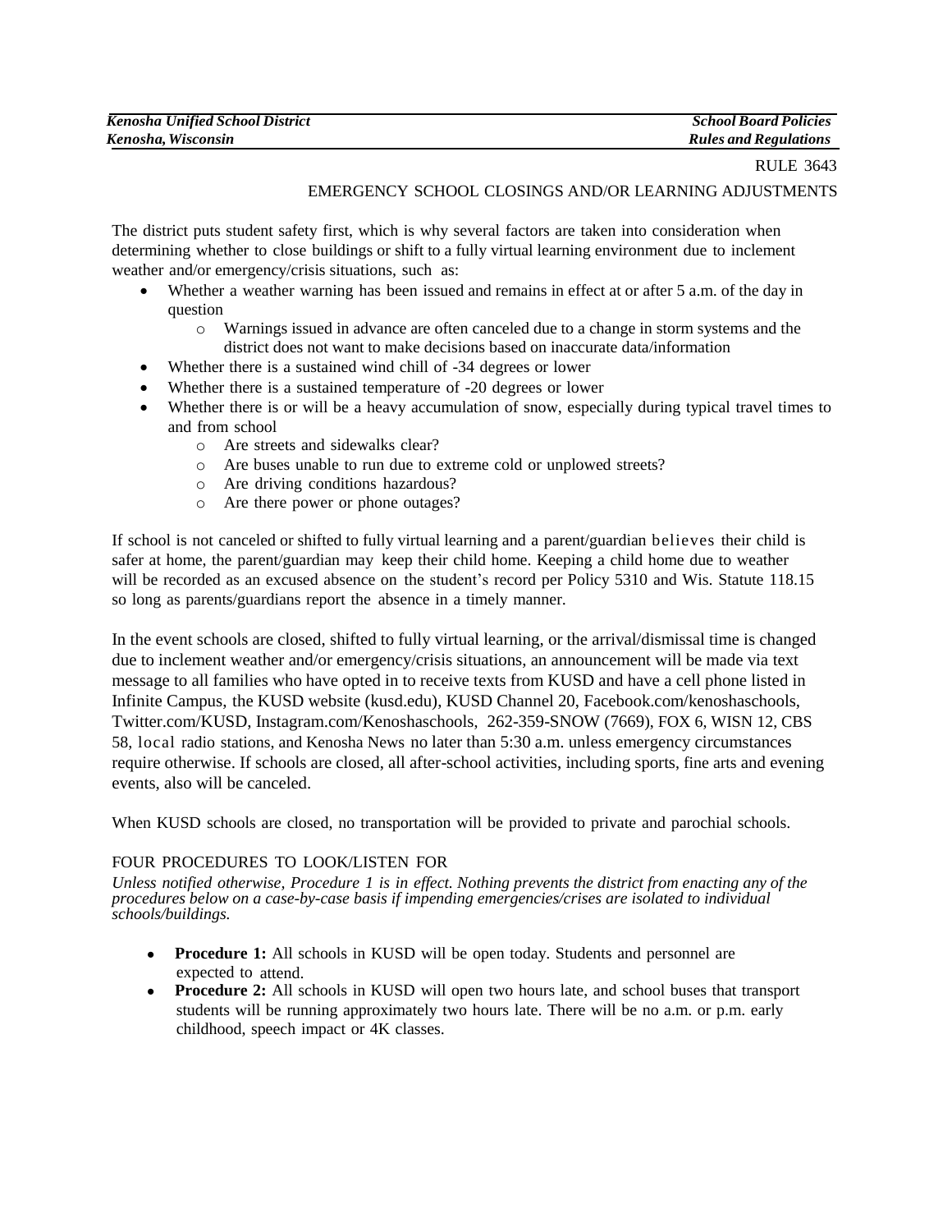RULE 3643

EMERGENCY SCHOOL CLOSINGS AND/OR LEARNING ADJUSTMENTS

The district puts student safety first, which is why several factors are taken into consideration when determining whether to close buildings or shift to a fully virtual learning environment due to inclement weather and/or emergency/crisis situations, such as:

- Whether a weather warning has been issued and remains in effect at or after 5 a.m. of the day in question
  - Warnings issued in advance are often canceled due to a change in storm systems and the district does not want to make decisions based on inaccurate data/information
- Whether there is a sustained wind chill of -34 degrees or lower
- Whether there is a sustained temperature of -20 degrees or lower
- Whether there is or will be a heavy accumulation of snow, especially during typical travel times to and from school
  - Are streets and sidewalks clear?
  - Are buses unable to run due to extreme cold or unplowed streets?
  - Are driving conditions hazardous?
  - Are there power or phone outages?

If school is not canceled or shifted to fully virtual learning and a parent/guardian believes their child is safer at home, the parent/guardian may keep their child home. Keeping a child home due to weather will be recorded as an excused absence on the student's record per Policy 5310 and Wis. Statute 118.15 so long as parents/guardians report the absence in a timely manner.

In the event schools are closed, shifted to fully virtual learning, or the arrival/dismissal time is changed due to inclement weather and/or emergency/crisis situations, an announcement will be made via text message to all families who have opted in to receive texts from KUSD and have a cell phone listed in Infinite Campus, the KUSD website (kusd.edu), KUSD Channel 20, Facebook.com/kenoshaschools, Twitter.com/KUSD, Instagram.com/Kenoshaschools, 262-359-SNOW (7669), FOX 6, WISN 12, CBS 58, local radio stations, and Kenosha News no later than 5:30 a.m. unless emergency circumstances require otherwise. If schools are closed, all after-school activities, including sports, fine arts and evening events, also will be canceled.

When KUSD schools are closed, no transportation will be provided to private and parochial schools.

## FOUR PROCEDURES TO LOOK/LISTEN FOR

*Unless notified otherwise, Procedure 1 is in effect. Nothing prevents the district from enacting any of the procedures below on a case-by-case basis if impending emergencies/crises are isolated to individual schools/buildings.*

- **Procedure 1:** All schools in KUSD will be open today. Students and personnel are expected to attend.
- **Procedure 2:** All schools in KUSD will open two hours late, and school buses that transport students will be running approximately two hours late. There will be no a.m. or p.m. early childhood, speech impact or 4K classes.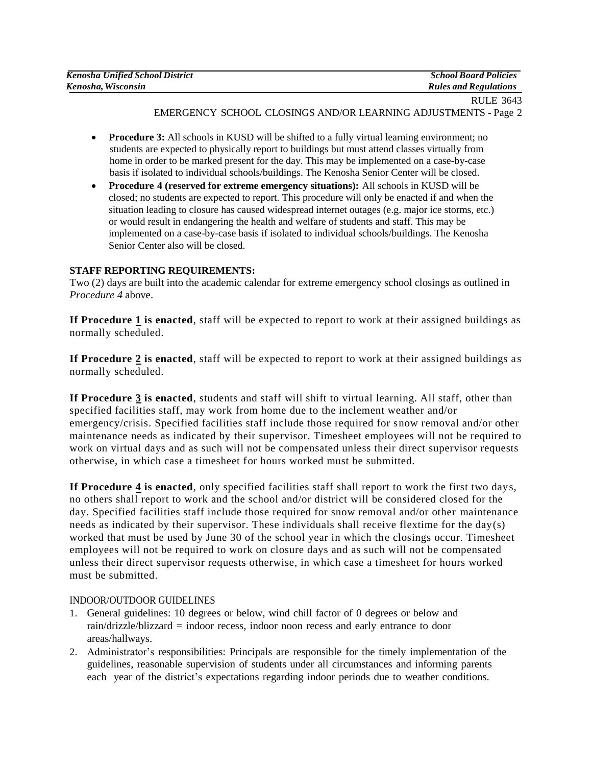- **Procedure 3:** All schools in KUSD will be shifted to a fully virtual learning environment; no students are expected to physically report to buildings but must attend classes virtually from home in order to be marked present for the day. This may be implemented on a case-by-case basis if isolated to individual schools/buildings. The Kenosha Senior Center will be closed.
- **Procedure 4 (reserved for extreme emergency situations):** All schools in KUSD will be closed; no students are expected to report. This procedure will only be enacted if and when the situation leading to closure has caused widespread internet outages (e.g. major ice storms, etc.) or would result in endangering the health and welfare of students and staff. This may be implemented on a case-by-case basis if isolated to individual schools/buildings. The Kenosha Senior Center also will be closed.

**STAFF REPORTING REQUIREMENTS:**

Two (2) days are built into the academic calendar for extreme emergency school closings as outlined in *Procedure 4* above.

**If Procedure 1 is enacted**, staff will be expected to report to work at their assigned buildings as normally scheduled.

**If Procedure 2 is enacted**, staff will be expected to report to work at their assigned buildings as normally scheduled.

**If Procedure 3 is enacted**, students and staff will shift to virtual learning. All staff, other than specified facilities staff, may work from home due to the inclement weather and/or emergency/crisis. Specified facilities staff include those required for snow removal and/or other maintenance needs as indicated by their supervisor. Timesheet employees will not be required to work on virtual days and as such will not be compensated unless their direct supervisor requests otherwise, in which case a timesheet for hours worked must be submitted.

**If Procedure 4 is enacted**, only specified facilities staff shall report to work the first two days, no others shall report to work and the school and/or district will be considered closed for the day. Specified facilities staff include those required for snow removal and/or other maintenance needs as indicated by their supervisor. These individuals shall receive flextime for the day(s) worked that must be used by June 30 of the school year in which the closings occur. Timesheet employees will not be required to work on closure days and as such will not be compensated unless their direct supervisor requests otherwise, in which case a timesheet for hours worked must be submitted.

INDOOR/OUTDOOR GUIDELINES

1. General guidelines: 10 degrees or below, wind chill factor of 0 degrees or below and rain/drizzle/blizzard = indoor recess, indoor noon recess and early entrance to door areas/hallways.
2. Administrator's responsibilities: Principals are responsible for the timely implementation of the guidelines, reasonable supervision of students under all circumstances and informing parents each year of the district's expectations regarding indoor periods due to weather conditions.